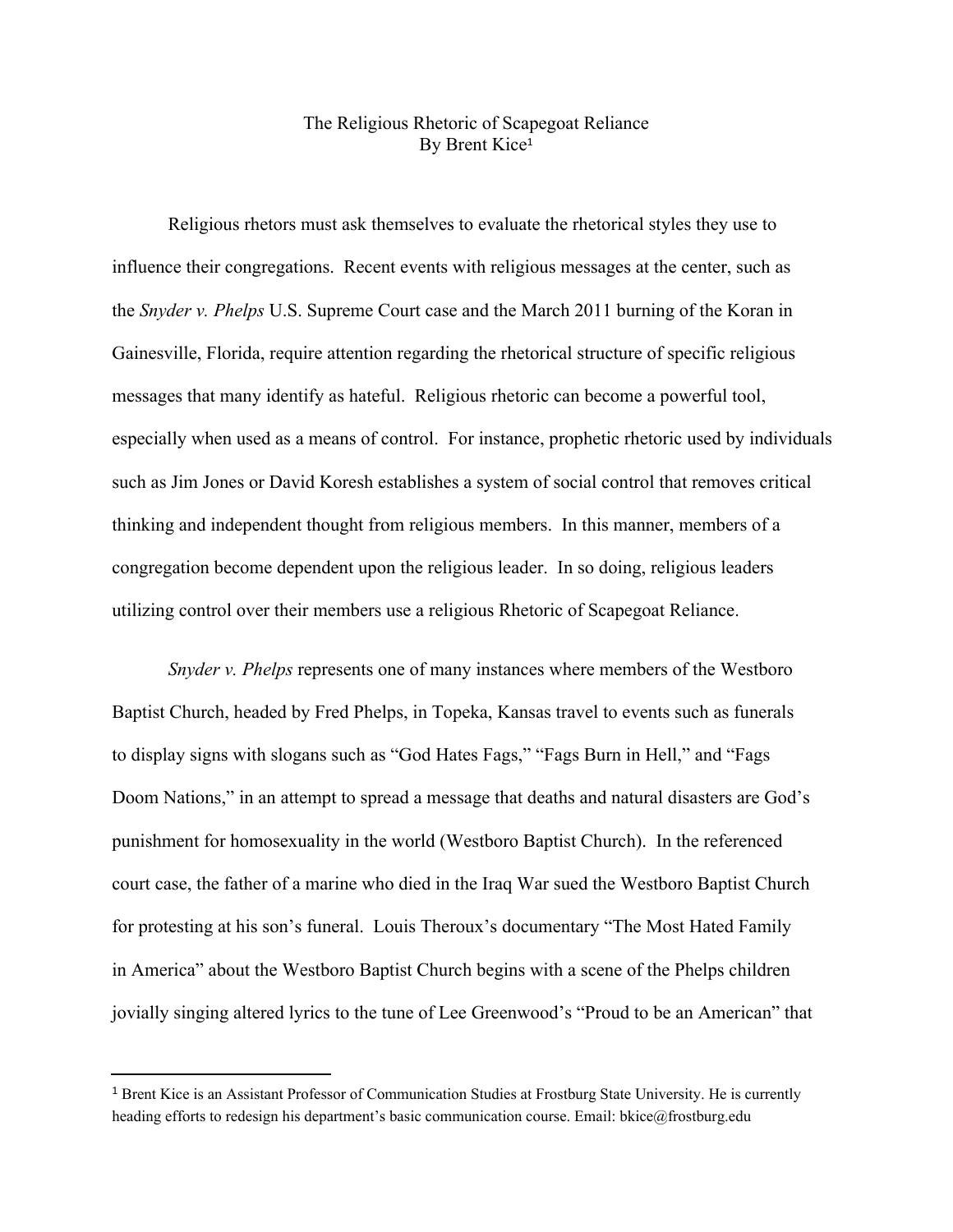# The Religious Rhetoric of Scapegoat Reliance

By Brent Kice[1]

Religious rhetors must ask themselves to evaluate the rhetorical styles they use to influence their congregations. Recent events with religious messages at the center, such as the *Snyder v. Phelps* U.S. Supreme Court case and the March 2011 burning of the Koran in Gainesville, Florida, require attention regarding the rhetorical structure of specific religious messages that many identify as hateful. Religious rhetoric can become a powerful tool, especially when used as a means of control. For instance, prophetic rhetoric used by individuals such as Jim Jones or David Koresh establishes a system of social control that removes critical thinking and independent thought from religious members. In this manner, members of a congregation become dependent upon the religious leader. In so doing, religious leaders utilizing control over their members use a religious Rhetoric of Scapegoat Reliance.

*Snyder v. Phelps* represents one of many instances where members of the Westboro Baptist Church, headed by Fred Phelps, in Topeka, Kansas travel to events such as funerals to display signs with slogans such as "God Hates Fags," "Fags Burn in Hell," and "Fags Doom Nations," in an attempt to spread a message that deaths and natural disasters are God's punishment for homosexuality in the world (Westboro Baptist Church). In the referenced court case, the father of a marine who died in the Iraq War sued the Westboro Baptist Church for protesting at his son's funeral. Louis Theroux's documentary "The Most Hated Family in America" about the Westboro Baptist Church begins with a scene of the Phelps children jovially singing altered lyrics to the tune of Lee Greenwood's "Proud to be an American" that

---

[1] Brent Kice is an Assistant Professor of Communication Studies at Frostburg State University. He is currently heading efforts to redesign his department's basic communication course. Email: bkice@frostburg.edu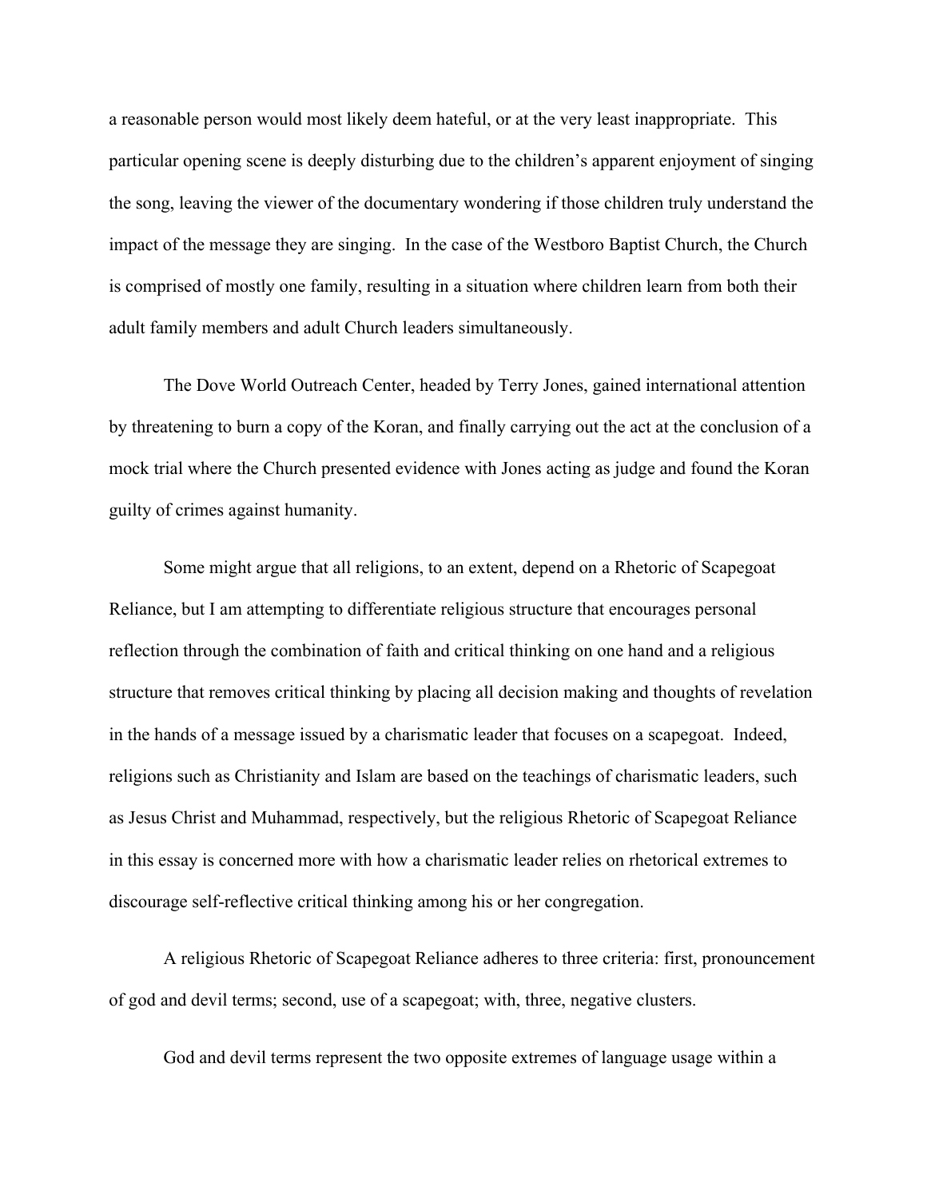a reasonable person would most likely deem hateful, or at the very least inappropriate. This particular opening scene is deeply disturbing due to the children's apparent enjoyment of singing the song, leaving the viewer of the documentary wondering if those children truly understand the impact of the message they are singing. In the case of the Westboro Baptist Church, the Church is comprised of mostly one family, resulting in a situation where children learn from both their adult family members and adult Church leaders simultaneously.

The Dove World Outreach Center, headed by Terry Jones, gained international attention by threatening to burn a copy of the Koran, and finally carrying out the act at the conclusion of a mock trial where the Church presented evidence with Jones acting as judge and found the Koran guilty of crimes against humanity.

Some might argue that all religions, to an extent, depend on a Rhetoric of Scapegoat Reliance, but I am attempting to differentiate religious structure that encourages personal reflection through the combination of faith and critical thinking on one hand and a religious structure that removes critical thinking by placing all decision making and thoughts of revelation in the hands of a message issued by a charismatic leader that focuses on a scapegoat. Indeed, religions such as Christianity and Islam are based on the teachings of charismatic leaders, such as Jesus Christ and Muhammad, respectively, but the religious Rhetoric of Scapegoat Reliance in this essay is concerned more with how a charismatic leader relies on rhetorical extremes to discourage self-reflective critical thinking among his or her congregation.

A religious Rhetoric of Scapegoat Reliance adheres to three criteria: first, pronouncement of god and devil terms; second, use of a scapegoat; with, three, negative clusters.

God and devil terms represent the two opposite extremes of language usage within a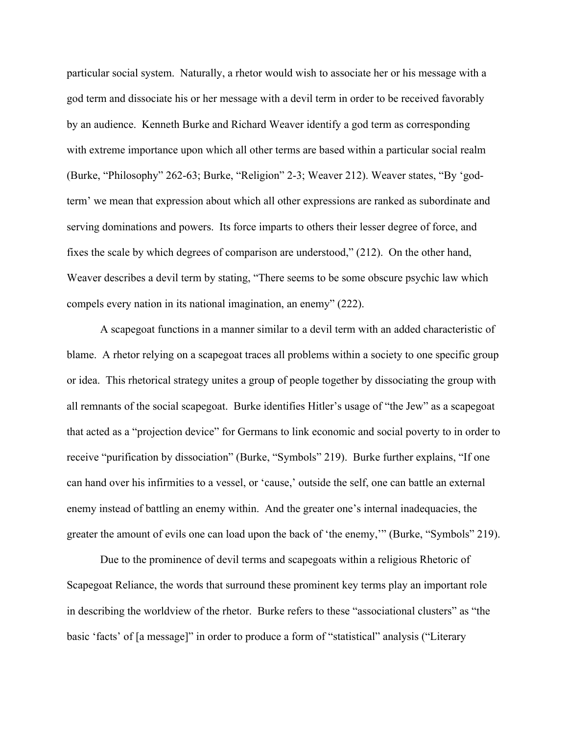particular social system. Naturally, a rhetor would wish to associate her or his message with a god term and dissociate his or her message with a devil term in order to be received favorably by an audience. Kenneth Burke and Richard Weaver identify a god term as corresponding with extreme importance upon which all other terms are based within a particular social realm (Burke, "Philosophy" 262-63; Burke, "Religion" 2-3; Weaver 212). Weaver states, "By 'god-term' we mean that expression about which all other expressions are ranked as subordinate and serving dominations and powers. Its force imparts to others their lesser degree of force, and fixes the scale by which degrees of comparison are understood," (212). On the other hand, Weaver describes a devil term by stating, "There seems to be some obscure psychic law which compels every nation in its national imagination, an enemy" (222).

A scapegoat functions in a manner similar to a devil term with an added characteristic of blame. A rhetor relying on a scapegoat traces all problems within a society to one specific group or idea. This rhetorical strategy unites a group of people together by dissociating the group with all remnants of the social scapegoat. Burke identifies Hitler's usage of "the Jew" as a scapegoat that acted as a "projection device" for Germans to link economic and social poverty to in order to receive "purification by dissociation" (Burke, "Symbols" 219). Burke further explains, "If one can hand over his infirmities to a vessel, or 'cause,' outside the self, one can battle an external enemy instead of battling an enemy within. And the greater one's internal inadequacies, the greater the amount of evils one can load upon the back of 'the enemy,'" (Burke, "Symbols" 219).

Due to the prominence of devil terms and scapegoats within a religious Rhetoric of Scapegoat Reliance, the words that surround these prominent key terms play an important role in describing the worldview of the rhetor. Burke refers to these "associational clusters" as "the basic 'facts' of [a message]" in order to produce a form of "statistical" analysis ("Literary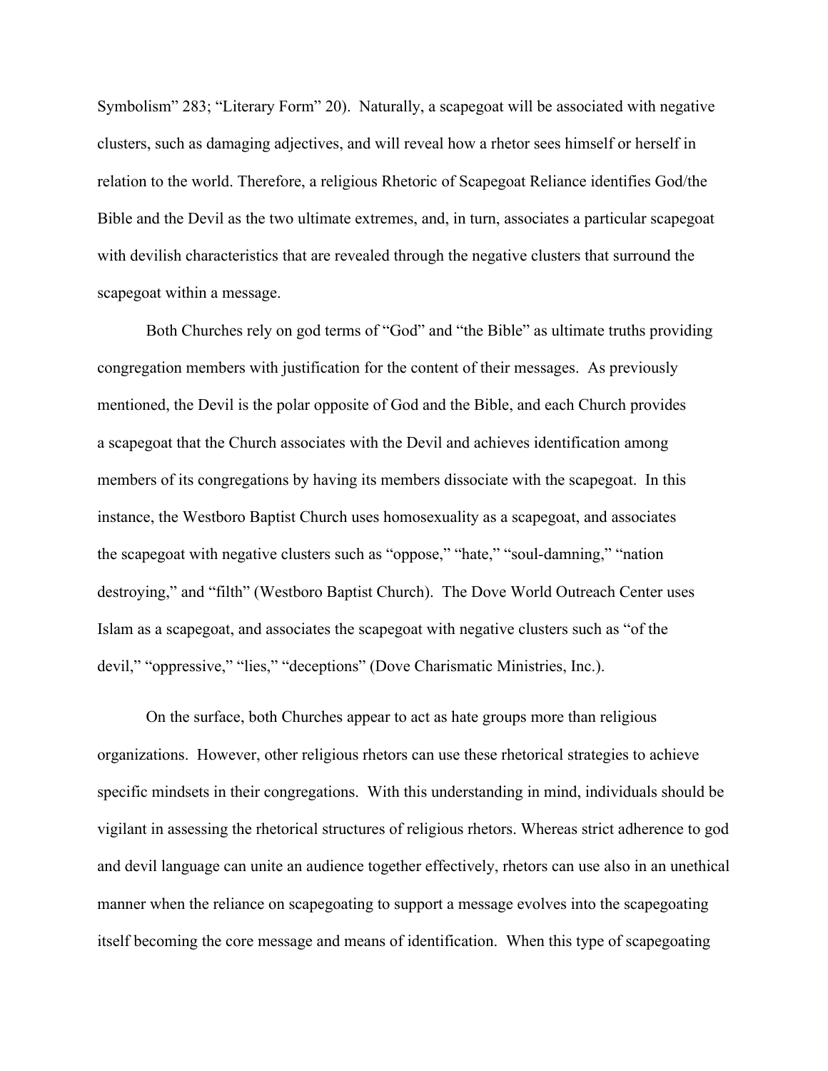Symbolism" 283; "Literary Form" 20). Naturally, a scapegoat will be associated with negative clusters, such as damaging adjectives, and will reveal how a rhetor sees himself or herself in relation to the world. Therefore, a religious Rhetoric of Scapegoat Reliance identifies God/the Bible and the Devil as the two ultimate extremes, and, in turn, associates a particular scapegoat with devilish characteristics that are revealed through the negative clusters that surround the scapegoat within a message.

Both Churches rely on god terms of "God" and "the Bible" as ultimate truths providing congregation members with justification for the content of their messages. As previously mentioned, the Devil is the polar opposite of God and the Bible, and each Church provides a scapegoat that the Church associates with the Devil and achieves identification among members of its congregations by having its members dissociate with the scapegoat. In this instance, the Westboro Baptist Church uses homosexuality as a scapegoat, and associates the scapegoat with negative clusters such as "oppose," "hate," "soul-damning," "nation destroying," and "filth" (Westboro Baptist Church). The Dove World Outreach Center uses Islam as a scapegoat, and associates the scapegoat with negative clusters such as "of the devil," "oppressive," "lies," "deceptions" (Dove Charismatic Ministries, Inc.).

On the surface, both Churches appear to act as hate groups more than religious organizations. However, other religious rhetors can use these rhetorical strategies to achieve specific mindsets in their congregations. With this understanding in mind, individuals should be vigilant in assessing the rhetorical structures of religious rhetors. Whereas strict adherence to god and devil language can unite an audience together effectively, rhetors can use also in an unethical manner when the reliance on scapegoating to support a message evolves into the scapegoating itself becoming the core message and means of identification. When this type of scapegoating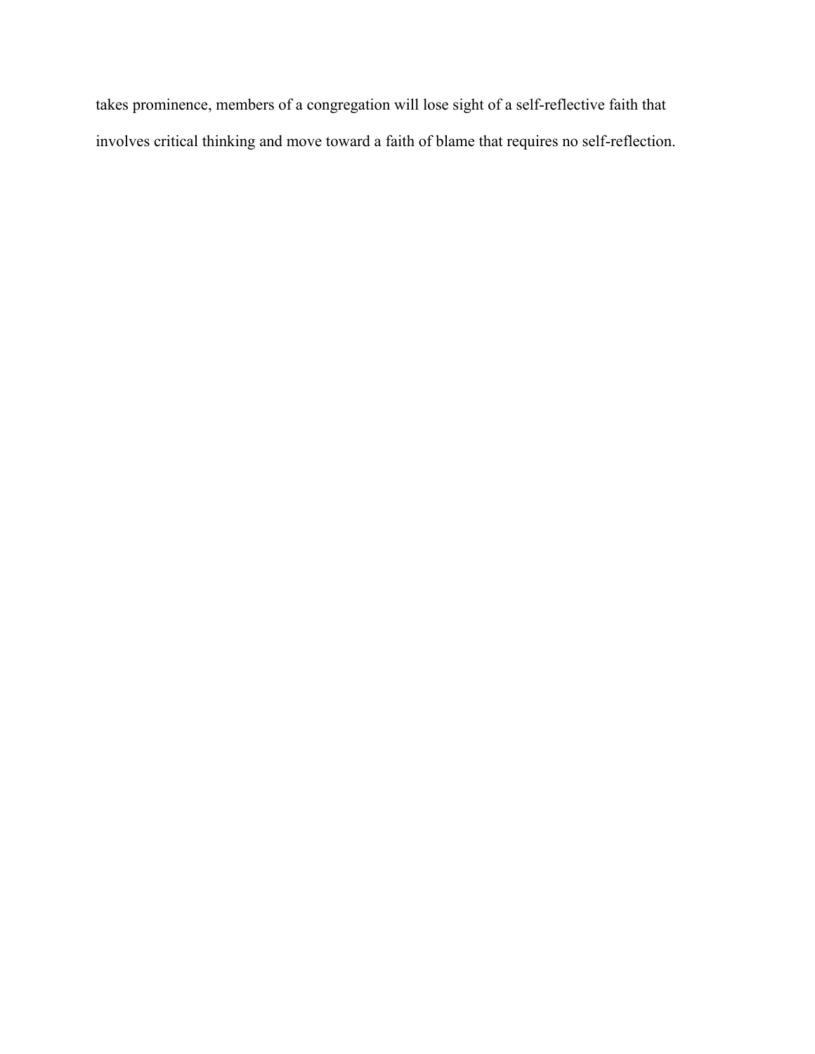takes prominence, members of a congregation will lose sight of a self-reflective faith that involves critical thinking and move toward a faith of blame that requires no self-reflection.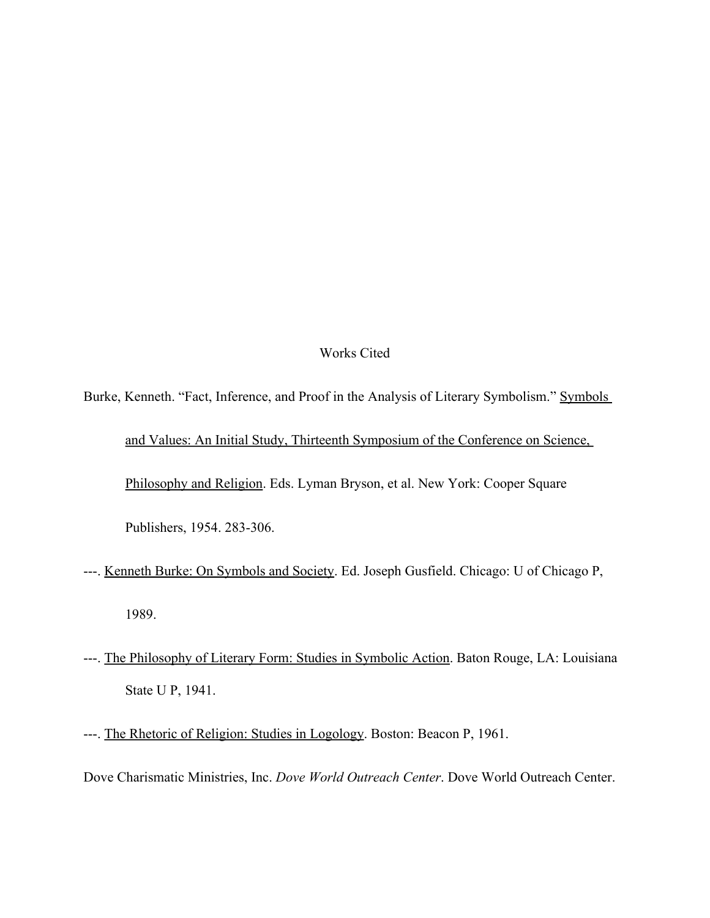# Works Cited

Burke, Kenneth. "Fact, Inference, and Proof in the Analysis of Literary Symbolism." Symbols and Values: An Initial Study, Thirteenth Symposium of the Conference on Science, Philosophy and Religion. Eds. Lyman Bryson, et al. New York: Cooper Square Publishers, 1954. 283-306.

---. Kenneth Burke: On Symbols and Society. Ed. Joseph Gusfield. Chicago: U of Chicago P, 1989.

---. The Philosophy of Literary Form: Studies in Symbolic Action. Baton Rouge, LA: Louisiana State U P, 1941.

---. The Rhetoric of Religion: Studies in Logology. Boston: Beacon P, 1961.

Dove Charismatic Ministries, Inc. *Dove World Outreach Center*. Dove World Outreach Center.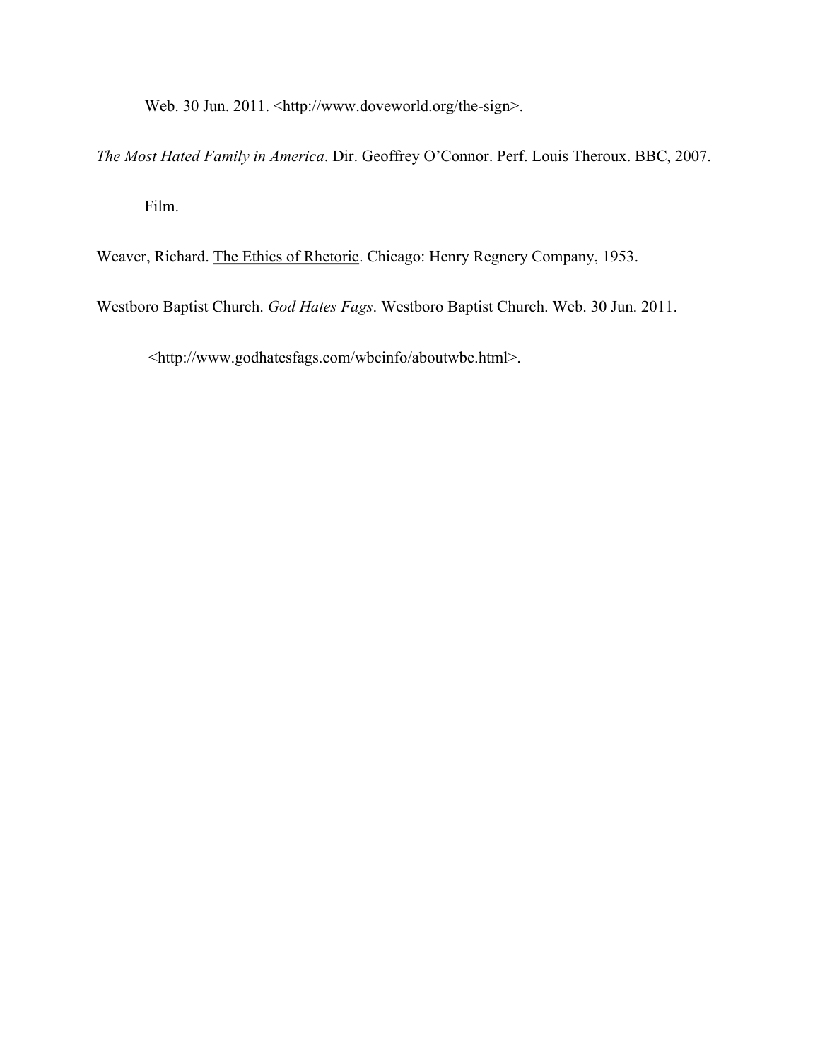Web. 30 Jun. 2011. <http://www.doveworld.org/the-sign>.

*The Most Hated Family in America*. Dir. Geoffrey O'Connor. Perf. Louis Theroux. BBC, 2007. Film.

Weaver, Richard. The Ethics of Rhetoric. Chicago: Henry Regnery Company, 1953.

Westboro Baptist Church. *God Hates Fags*. Westboro Baptist Church. Web. 30 Jun. 2011. <http://www.godhatesfags.com/wbcinfo/aboutwbc.html>.